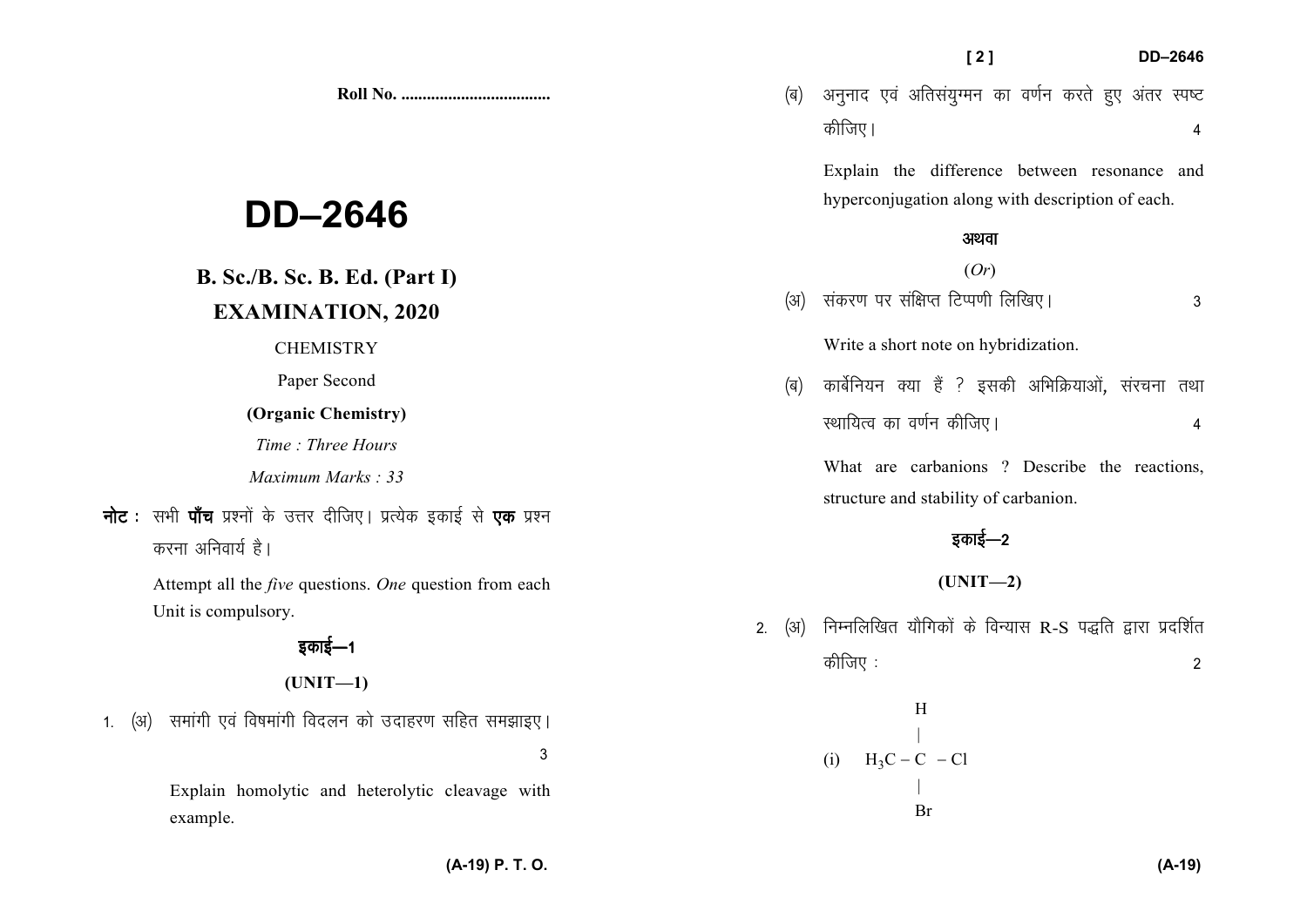Roll No. ...................................

# DD–2646

## B. Sc./B. Sc. B. Ed. (Part I)

## EXAMINATION, 2020

CHEMISTRY

Paper Second

**(Organic Chemistry)**

*Time : Three Hours*

*Maximum Marks : 33*

**नोट :** सभी **पाँच** प्रश्नों के उत्तर दीजिए। प्रत्येक इकाई से **एक** प्रश्न करना अनिवार्य है।

Attempt all the *five* questions. *One* question from each Unit is compulsory.

### इकाई—1

### (UNIT—1)

1. (अ) समांगी एवं विषमांगी विदलन को उदाहरण सहित समझाइए। 3

Explain homolytic and heterolytic cleavage with example.

(ब) अनुनाद एवं अतिसंयुग्मन का वर्णन करते हुए अंतर स्पष्ट कीजिए। 4

Explain the difference between resonance and hyperconjugation along with description of each.

अथवा

(*Or*)

(अ) संकरण पर संक्षिप्त टिप्पणी लिखिए। 3

Write a short note on hybridization.

(ब) कार्बेनियन क्या हैं ? इसकी अभिक्रियाओं, संरचना तथा स्थायित्व का वर्णन कीजिए। 4

What are carbanions ? Describe the reactions, structure and stability of carbanion.

### इकाई—2

### (UNIT—2)

2. (अ) निम्नलिखित यौगिकों के विन्यास R-S पद्धति द्वारा प्रदर्शित कीजिए : 2

```
         H
         |
(i)  H3C – C – Cl
         |
         Br
```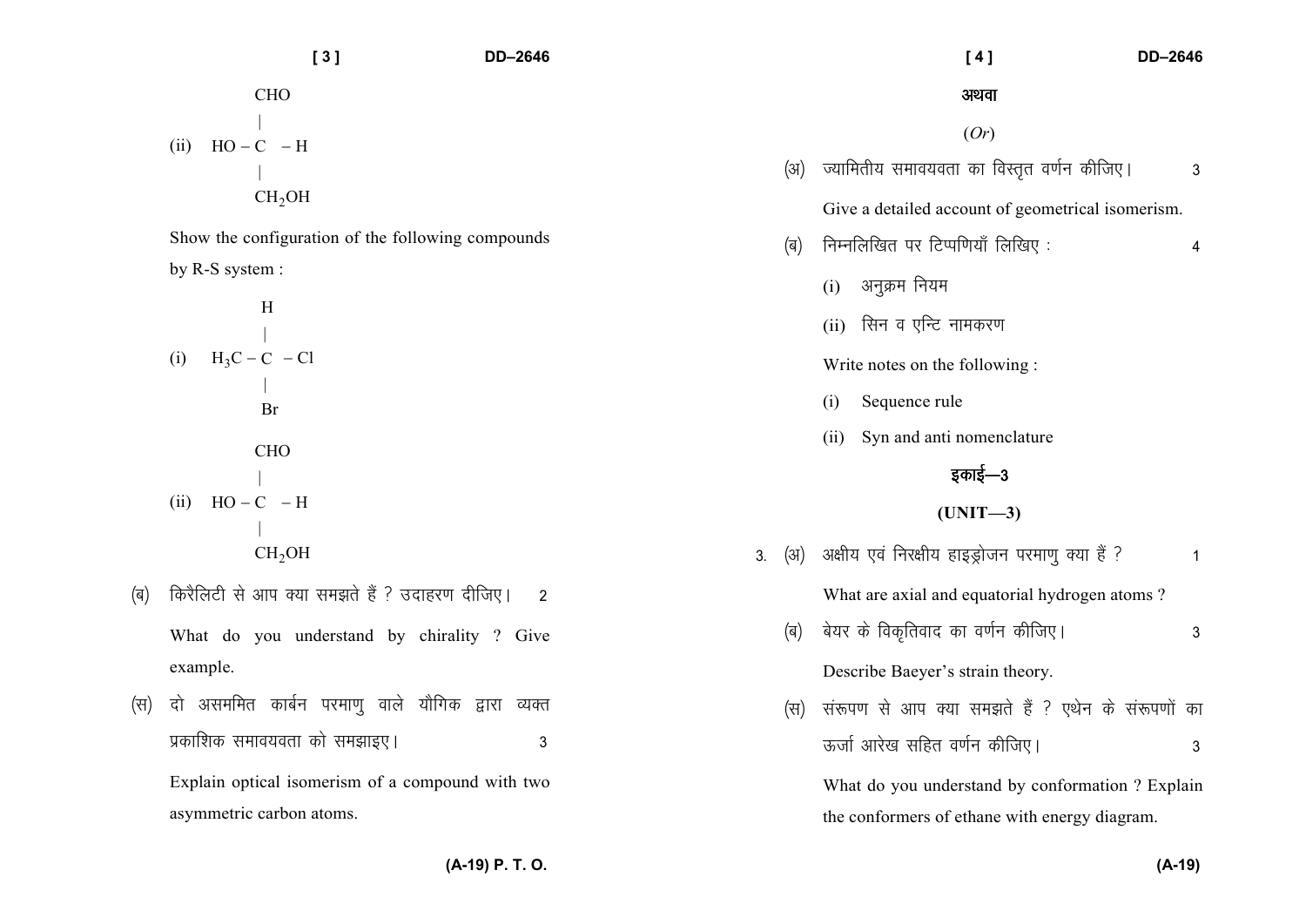(ii)
```
         CHO
          |
   HO – C  – H
          |
         CH2OH
```

Show the configuration of the following compounds by R-S system :

(i)
```
          H
          |
   H3C – C  – Cl
          |
          Br
```

(ii)
```
         CHO
          |
   HO – C  – H
          |
         CH2OH
```

(ब) किरैलिटी से आप क्या समझते हैं ? उदाहरण दीजिए। 2

What do you understand by chirality ? Give example.

(स) दो असममित कार्बन परमाणु वाले यौगिक द्वारा व्यक्त प्रकाशिक समावयवता को समझाइए। 3

Explain optical isomerism of a compound with two asymmetric carbon atoms.

अथवा

(*Or*)

(अ) ज्यामितीय समावयवता का विस्तृत वर्णन कीजिए। 3

Give a detailed account of geometrical isomerism.

(ब) निम्नलिखित पर टिप्पणियाँ लिखिए : 4

(i) अनुक्रम नियम

(ii) सिन व एन्टि नामकरण

Write notes on the following :

(i) Sequence rule

(ii) Syn and anti nomenclature

## इकाई—3

## (UNIT—3)

3. (अ) अक्षीय एवं निरक्षीय हाइड्रोजन परमाणु क्या हैं ? 1

What are axial and equatorial hydrogen atoms ?

(ब) बेयर के विकृतिवाद का वर्णन कीजिए। 3

Describe Baeyer's strain theory.

(स) संरूपण से आप क्या समझते हैं ? एथेन के संरूपणों का ऊर्जा आरेख सहित वर्णन कीजिए। 3

What do you understand by conformation ? Explain the conformers of ethane with energy diagram.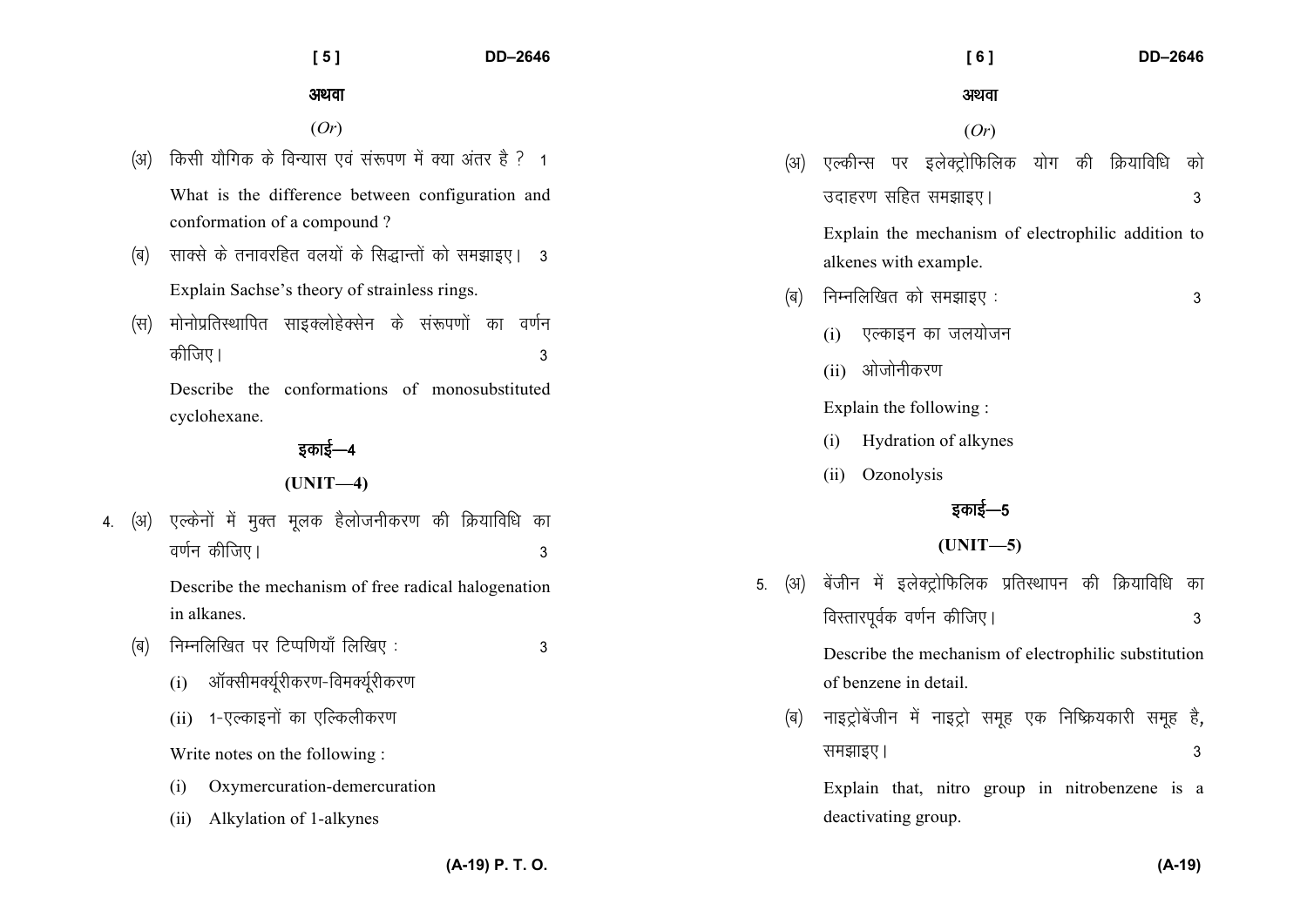अथवा

(*Or*)

(अ) किसी यौगिक के विन्यास एवं संरूपण में क्या अंतर है ? 1

What is the difference between configuration and conformation of a compound ?

(ब) साक्से के तनावरहित वलयों के सिद्धान्तों को समझाइए। 3

Explain Sachse's theory of strainless rings.

(स) मोनोप्रतिस्थापित साइक्लोहेक्सेन के संरूपणों का वर्णन कीजिए। 3

Describe the conformations of monosubstituted cyclohexane.

## इकाई—4

## (UNIT—4)

4. (अ) एल्केनों में मुक्त मूलक हैलोजनीकरण की क्रियाविधि का वर्णन कीजिए। 3

Describe the mechanism of free radical halogenation in alkanes.

(ब) निम्नलिखित पर टिप्पणियाँ लिखिए : 3

(i) ऑक्सीमर्क्यूरीकरण-विमर्क्यूरीकरण

(ii) 1-एल्काइनों का एल्किलीकरण

Write notes on the following :

(i) Oxymercuration-demercuration

(ii) Alkylation of 1-alkynes

अथवा

(*Or*)

(अ) एल्कीन्स पर इलेक्ट्रोफिलिक योग की क्रियाविधि को उदाहरण सहित समझाइए। 3

Explain the mechanism of electrophilic addition to alkenes with example.

(ब) निम्नलिखित को समझाइए : 3

(i) एल्काइन का जलयोजन

(ii) ओजोनीकरण

Explain the following :

(i) Hydration of alkynes

(ii) Ozonolysis

## इकाई—5

## (UNIT—5)

5. (अ) बेंजीन में इलेक्ट्रोफिलिक प्रतिस्थापन की क्रियाविधि का विस्तारपूर्वक वर्णन कीजिए। 3

Describe the mechanism of electrophilic substitution of benzene in detail.

(ब) नाइट्रोबेंजीन में नाइट्रो समूह एक निष्क्रियकारी समूह है, समझाइए। 3

Explain that, nitro group in nitrobenzene is a deactivating group.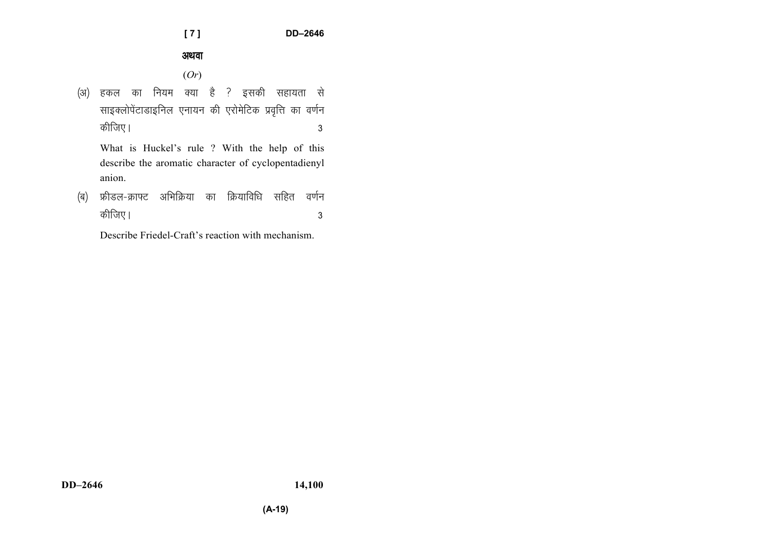अथवा

(*Or*)

(अ) हकल का नियम क्या है ? इसकी सहायता से साइक्लोपेंटाडाइनिल एनायन की एरोमेटिक प्रवृत्ति का वर्णन कीजिए। 3

What is Huckel's rule ? With the help of this describe the aromatic character of cyclopentadienyl anion.

(ब) फ्रीडल-क्राफ्ट अभिक्रिया का क्रियाविधि सहित वर्णन कीजिए। 3

Describe Friedel-Craft's reaction with mechanism.

14,100